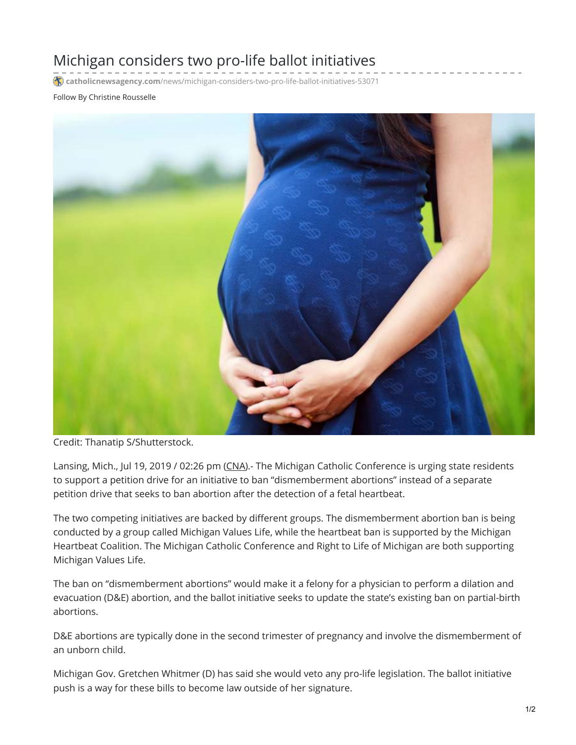# Michigan considers two pro-life ballot initiatives

catholicnewsagency.com/news/michigan-considers-two-pro-life-ballot-initiatives-53071

Follow By Christine Rousselle

Credit: Thanatip S/Shutterstock.

Lansing, Mich., Jul 19, 2019 / 02:26 pm (CNA).- The Michigan Catholic Conference is urging state residents to support a petition drive for an initiative to ban "dismemberment abortions" instead of a separate petition drive that seeks to ban abortion after the detection of a fetal heartbeat.

The two competing initiatives are backed by different groups. The dismemberment abortion ban is being conducted by a group called Michigan Values Life, while the heartbeat ban is supported by the Michigan Heartbeat Coalition. The Michigan Catholic Conference and Right to Life of Michigan are both supporting Michigan Values Life.

The ban on "dismemberment abortions" would make it a felony for a physician to perform a dilation and evacuation (D&E) abortion, and the ballot initiative seeks to update the state's existing ban on partial-birth abortions.

D&E abortions are typically done in the second trimester of pregnancy and involve the dismemberment of an unborn child.

Michigan Gov. Gretchen Whitmer (D) has said she would veto any pro-life legislation. The ballot initiative push is a way for these bills to become law outside of her signature.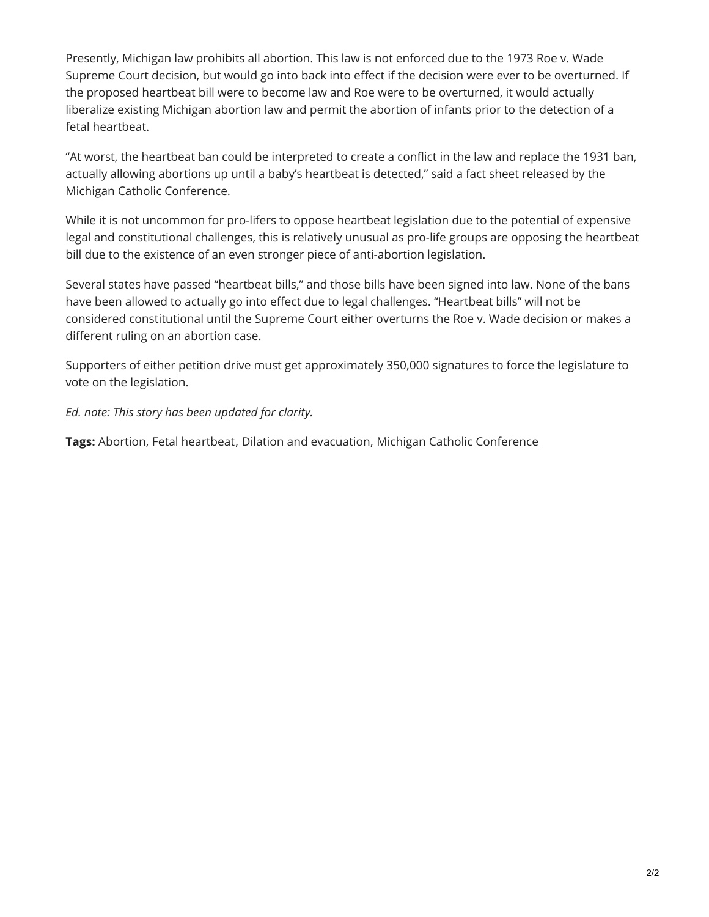Presently, Michigan law prohibits all abortion. This law is not enforced due to the 1973 Roe v. Wade Supreme Court decision, but would go into back into effect if the decision were ever to be overturned. If the proposed heartbeat bill were to become law and Roe were to be overturned, it would actually liberalize existing Michigan abortion law and permit the abortion of infants prior to the detection of a fetal heartbeat.

"At worst, the heartbeat ban could be interpreted to create a conflict in the law and replace the 1931 ban, actually allowing abortions up until a baby's heartbeat is detected," said a fact sheet released by the Michigan Catholic Conference.

While it is not uncommon for pro-lifers to oppose heartbeat legislation due to the potential of expensive legal and constitutional challenges, this is relatively unusual as pro-life groups are opposing the heartbeat bill due to the existence of an even stronger piece of anti-abortion legislation.

Several states have passed "heartbeat bills," and those bills have been signed into law. None of the bans have been allowed to actually go into effect due to legal challenges. "Heartbeat bills" will not be considered constitutional until the Supreme Court either overturns the Roe v. Wade decision or makes a different ruling on an abortion case.

Supporters of either petition drive must get approximately 350,000 signatures to force the legislature to vote on the legislation.

*Ed. note: This story has been updated for clarity.*

**Tags:** Abortion, Fetal heartbeat, Dilation and evacuation, Michigan Catholic Conference